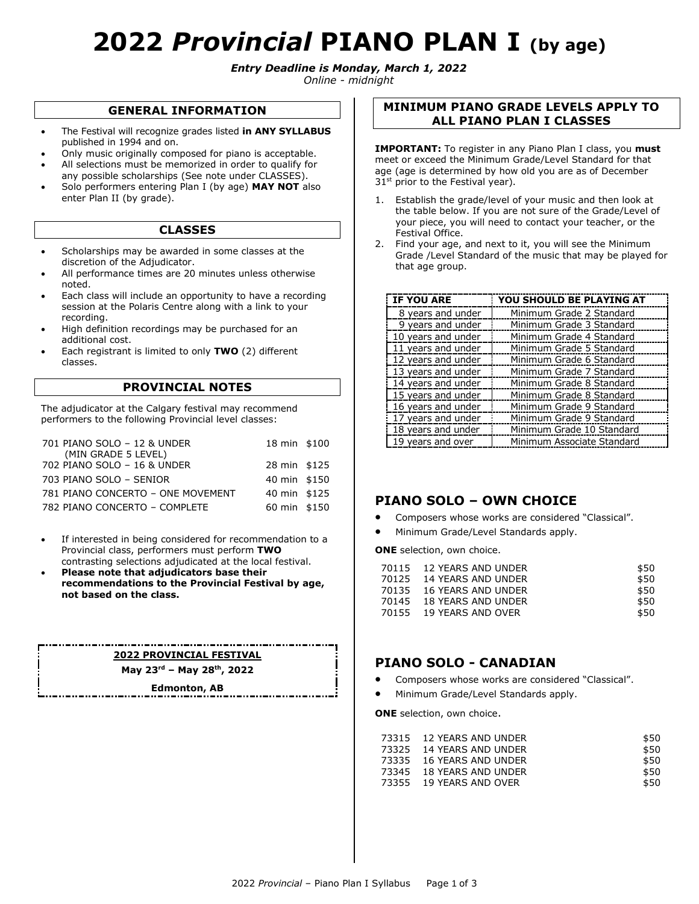# 2022 *Provincial* PIANO PLAN I (by age)

***Entry Deadline is Monday, March 1, 2022***

*Online - midnight*

## GENERAL INFORMATION

- The Festival will recognize grades listed **in ANY SYLLABUS** published in 1994 and on.
- Only music originally composed for piano is acceptable.
- All selections must be memorized in order to qualify for any possible scholarships (See note under CLASSES).
- Solo performers entering Plan I (by age) **MAY NOT** also enter Plan II (by grade).

## CLASSES

- Scholarships may be awarded in some classes at the discretion of the Adjudicator.
- All performance times are 20 minutes unless otherwise noted.
- Each class will include an opportunity to have a recording session at the Polaris Centre along with a link to your recording.
- High definition recordings may be purchased for an additional cost.
- Each registrant is limited to only **TWO** (2) different classes.

## PROVINCIAL NOTES

The adjudicator at the Calgary festival may recommend performers to the following Provincial level classes:

| | | |
|---|---|---|
| 701 PIANO SOLO – 12 & UNDER (MIN GRADE 5 LEVEL) | 18 min | $100 |
| 702 PIANO SOLO – 16 & UNDER | 28 min | $125 |
| 703 PIANO SOLO – SENIOR | 40 min | $150 |
| 781 PIANO CONCERTO – ONE MOVEMENT | 40 min | $125 |
| 782 PIANO CONCERTO – COMPLETE | 60 min | $150 |

- If interested in being considered for recommendation to a Provincial class, performers must perform **TWO** contrasting selections adjudicated at the local festival.
- **Please note that adjudicators base their recommendations to the Provincial Festival by age, not based on the class.**

**2022 PROVINCIAL FESTIVAL**

**May 23rd – May 28th, 2022**

**Edmonton, AB**

## MINIMUM PIANO GRADE LEVELS APPLY TO ALL PIANO PLAN I CLASSES

**IMPORTANT:** To register in any Piano Plan I class, you **must** meet or exceed the Minimum Grade/Level Standard for that age (age is determined by how old you are as of December 31st prior to the Festival year).

1. Establish the grade/level of your music and then look at the table below. If you are not sure of the Grade/Level of your piece, you will need to contact your teacher, or the Festival Office.
2. Find your age, and next to it, you will see the Minimum Grade /Level Standard of the music that may be played for that age group.

| IF YOU ARE | YOU SHOULD BE PLAYING AT |
|---|---|
| 8 years and under | Minimum Grade 2 Standard |
| 9 years and under | Minimum Grade 3 Standard |
| 10 years and under | Minimum Grade 4 Standard |
| 11 years and under | Minimum Grade 5 Standard |
| 12 years and under | Minimum Grade 6 Standard |
| 13 years and under | Minimum Grade 7 Standard |
| 14 years and under | Minimum Grade 8 Standard |
| 15 years and under | Minimum Grade 8 Standard |
| 16 years and under | Minimum Grade 9 Standard |
| 17 years and under | Minimum Grade 9 Standard |
| 18 years and under | Minimum Grade 10 Standard |
| 19 years and over | Minimum Associate Standard |

## PIANO SOLO – OWN CHOICE

- Composers whose works are considered "Classical".
- Minimum Grade/Level Standards apply.

**ONE** selection, own choice.

| | | |
|---|---|---|
| 70115 | 12 YEARS AND UNDER | $50 |
| 70125 | 14 YEARS AND UNDER | $50 |
| 70135 | 16 YEARS AND UNDER | $50 |
| 70145 | 18 YEARS AND UNDER | $50 |
| 70155 | 19 YEARS AND OVER | $50 |

## PIANO SOLO - CANADIAN

- Composers whose works are considered "Classical".
- Minimum Grade/Level Standards apply.

**ONE** selection, own choice.

| | | |
|---|---|---|
| 73315 | 12 YEARS AND UNDER | $50 |
| 73325 | 14 YEARS AND UNDER | $50 |
| 73335 | 16 YEARS AND UNDER | $50 |
| 73345 | 18 YEARS AND UNDER | $50 |
| 73355 | 19 YEARS AND OVER | $50 |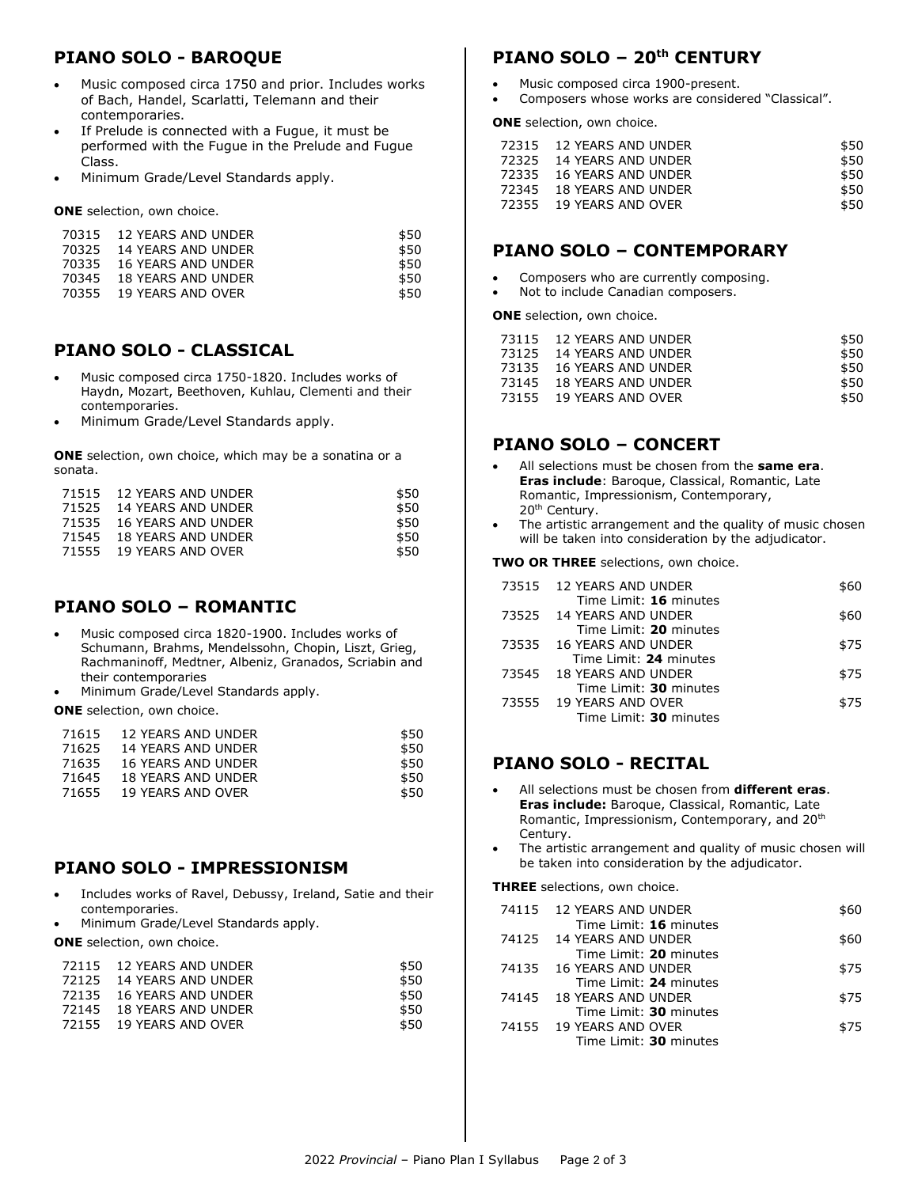## PIANO SOLO - BAROQUE

- Music composed circa 1750 and prior. Includes works of Bach, Handel, Scarlatti, Telemann and their contemporaries.
- If Prelude is connected with a Fugue, it must be performed with the Fugue in the Prelude and Fugue Class.
- Minimum Grade/Level Standards apply.

**ONE** selection, own choice.

| | | |
|---|---|---|
| 70315 | 12 YEARS AND UNDER | $50 |
| 70325 | 14 YEARS AND UNDER | $50 |
| 70335 | 16 YEARS AND UNDER | $50 |
| 70345 | 18 YEARS AND UNDER | $50 |
| 70355 | 19 YEARS AND OVER | $50 |

## PIANO SOLO - CLASSICAL

- Music composed circa 1750-1820. Includes works of Haydn, Mozart, Beethoven, Kuhlau, Clementi and their contemporaries.
- Minimum Grade/Level Standards apply.

**ONE** selection, own choice, which may be a sonatina or a sonata.

| | | |
|---|---|---|
| 71515 | 12 YEARS AND UNDER | $50 |
| 71525 | 14 YEARS AND UNDER | $50 |
| 71535 | 16 YEARS AND UNDER | $50 |
| 71545 | 18 YEARS AND UNDER | $50 |
| 71555 | 19 YEARS AND OVER | $50 |

## PIANO SOLO – ROMANTIC

- Music composed circa 1820-1900. Includes works of Schumann, Brahms, Mendelssohn, Chopin, Liszt, Grieg, Rachmaninoff, Medtner, Albeniz, Granados, Scriabin and their contemporaries
- Minimum Grade/Level Standards apply.

**ONE** selection, own choice.

| | | |
|---|---|---|
| 71615 | 12 YEARS AND UNDER | $50 |
| 71625 | 14 YEARS AND UNDER | $50 |
| 71635 | 16 YEARS AND UNDER | $50 |
| 71645 | 18 YEARS AND UNDER | $50 |
| 71655 | 19 YEARS AND OVER | $50 |

## PIANO SOLO - IMPRESSIONISM

- Includes works of Ravel, Debussy, Ireland, Satie and their contemporaries.
- Minimum Grade/Level Standards apply.

**ONE** selection, own choice.

| | | |
|---|---|---|
| 72115 | 12 YEARS AND UNDER | $50 |
| 72125 | 14 YEARS AND UNDER | $50 |
| 72135 | 16 YEARS AND UNDER | $50 |
| 72145 | 18 YEARS AND UNDER | $50 |
| 72155 | 19 YEARS AND OVER | $50 |

## PIANO SOLO – 20th CENTURY

- Music composed circa 1900-present.
- Composers whose works are considered "Classical".

**ONE** selection, own choice.

| | | |
|---|---|---|
| 72315 | 12 YEARS AND UNDER | $50 |
| 72325 | 14 YEARS AND UNDER | $50 |
| 72335 | 16 YEARS AND UNDER | $50 |
| 72345 | 18 YEARS AND UNDER | $50 |
| 72355 | 19 YEARS AND OVER | $50 |

## PIANO SOLO – CONTEMPORARY

- Composers who are currently composing.
- Not to include Canadian composers.

**ONE** selection, own choice.

| | | |
|---|---|---|
| 73115 | 12 YEARS AND UNDER | $50 |
| 73125 | 14 YEARS AND UNDER | $50 |
| 73135 | 16 YEARS AND UNDER | $50 |
| 73145 | 18 YEARS AND UNDER | $50 |
| 73155 | 19 YEARS AND OVER | $50 |

## PIANO SOLO – CONCERT

- All selections must be chosen from the **same era**. **Eras include**: Baroque, Classical, Romantic, Late Romantic, Impressionism, Contemporary, 20th Century.
- The artistic arrangement and the quality of music chosen will be taken into consideration by the adjudicator.

**TWO OR THREE** selections, own choice.

| | | |
|---|---|---|
| 73515 | 12 YEARS AND UNDER<br>Time Limit: **16** minutes | $60 |
| 73525 | 14 YEARS AND UNDER<br>Time Limit: **20** minutes | $60 |
| 73535 | 16 YEARS AND UNDER<br>Time Limit: **24** minutes | $75 |
| 73545 | 18 YEARS AND UNDER<br>Time Limit: **30** minutes | $75 |
| 73555 | 19 YEARS AND OVER<br>Time Limit: **30** minutes | $75 |

## PIANO SOLO - RECITAL

- All selections must be chosen from **different eras**. **Eras include:** Baroque, Classical, Romantic, Late Romantic, Impressionism, Contemporary, and 20th Century.
- The artistic arrangement and quality of music chosen will be taken into consideration by the adjudicator.

**THREE** selections, own choice.

| | | |
|---|---|---|
| 74115 | 12 YEARS AND UNDER<br>Time Limit: **16** minutes | $60 |
| 74125 | 14 YEARS AND UNDER<br>Time Limit: **20** minutes | $60 |
| 74135 | 16 YEARS AND UNDER<br>Time Limit: **24** minutes | $75 |
| 74145 | 18 YEARS AND UNDER<br>Time Limit: **30** minutes | $75 |
| 74155 | 19 YEARS AND OVER<br>Time Limit: **30** minutes | $75 |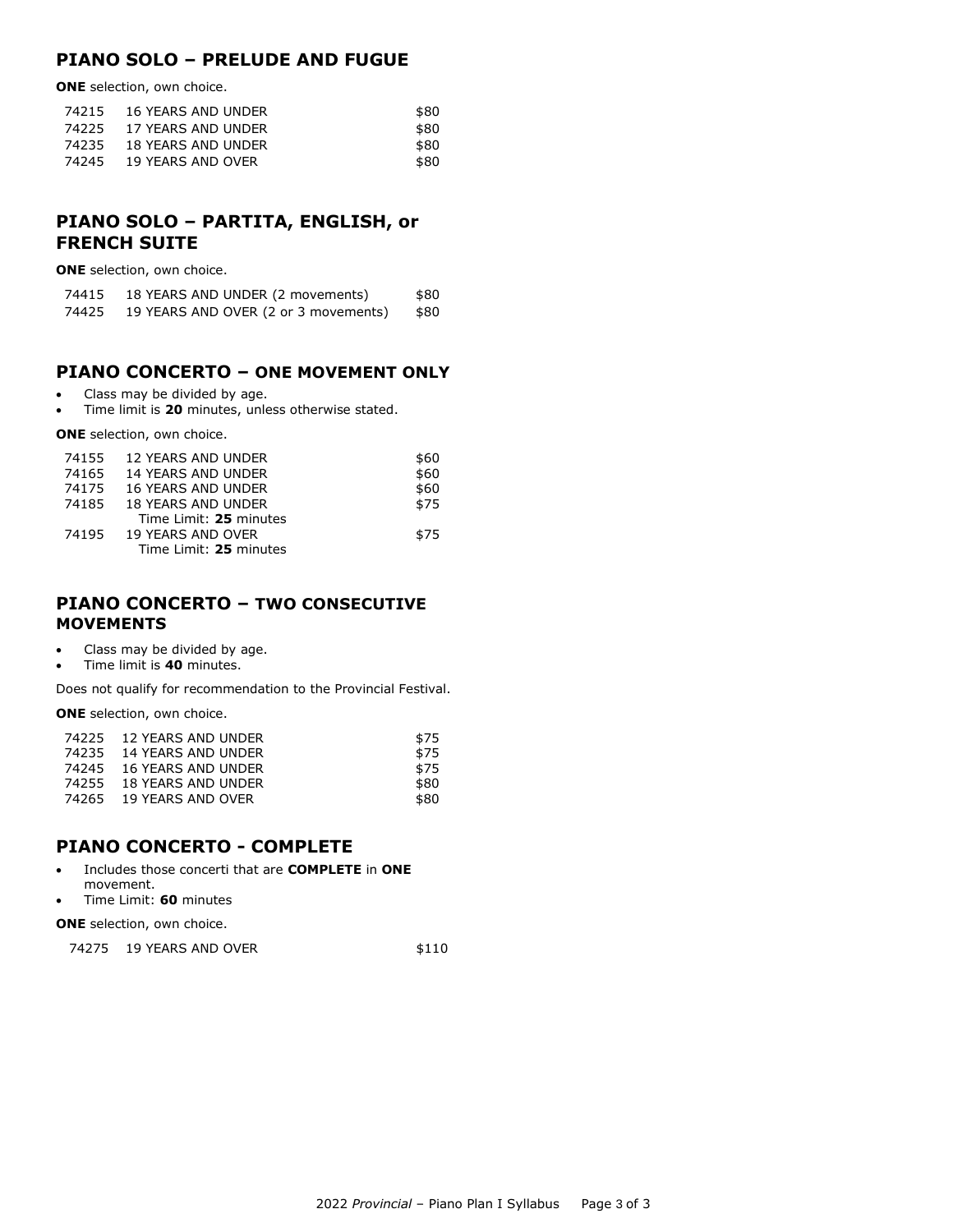## PIANO SOLO – PRELUDE AND FUGUE

**ONE** selection, own choice.

| | | |
|---|---|---|
| 74215 | 16 YEARS AND UNDER | $80 |
| 74225 | 17 YEARS AND UNDER | $80 |
| 74235 | 18 YEARS AND UNDER | $80 |
| 74245 | 19 YEARS AND OVER | $80 |

## PIANO SOLO – PARTITA, ENGLISH, or FRENCH SUITE

**ONE** selection, own choice.

| | | |
|---|---|---|
| 74415 | 18 YEARS AND UNDER (2 movements) | $80 |
| 74425 | 19 YEARS AND OVER (2 or 3 movements) | $80 |

## PIANO CONCERTO – ONE MOVEMENT ONLY

- Class may be divided by age.
- Time limit is **20** minutes, unless otherwise stated.

**ONE** selection, own choice.

| | | |
|---|---|---|
| 74155 | 12 YEARS AND UNDER | $60 |
| 74165 | 14 YEARS AND UNDER | $60 |
| 74175 | 16 YEARS AND UNDER | $60 |
| 74185 | 18 YEARS AND UNDER<br>Time Limit: **25** minutes | $75 |
| 74195 | 19 YEARS AND OVER<br>Time Limit: **25** minutes | $75 |

## PIANO CONCERTO – TWO CONSECUTIVE MOVEMENTS

- Class may be divided by age.
- Time limit is **40** minutes.

Does not qualify for recommendation to the Provincial Festival.

**ONE** selection, own choice.

| | | |
|---|---|---|
| 74225 | 12 YEARS AND UNDER | $75 |
| 74235 | 14 YEARS AND UNDER | $75 |
| 74245 | 16 YEARS AND UNDER | $75 |
| 74255 | 18 YEARS AND UNDER | $80 |
| 74265 | 19 YEARS AND OVER | $80 |

## PIANO CONCERTO - COMPLETE

- Includes those concerti that are **COMPLETE** in **ONE** movement.
- Time Limit: **60** minutes

**ONE** selection, own choice.

| | | |
|---|---|---|
| 74275 | 19 YEARS AND OVER | $110 |